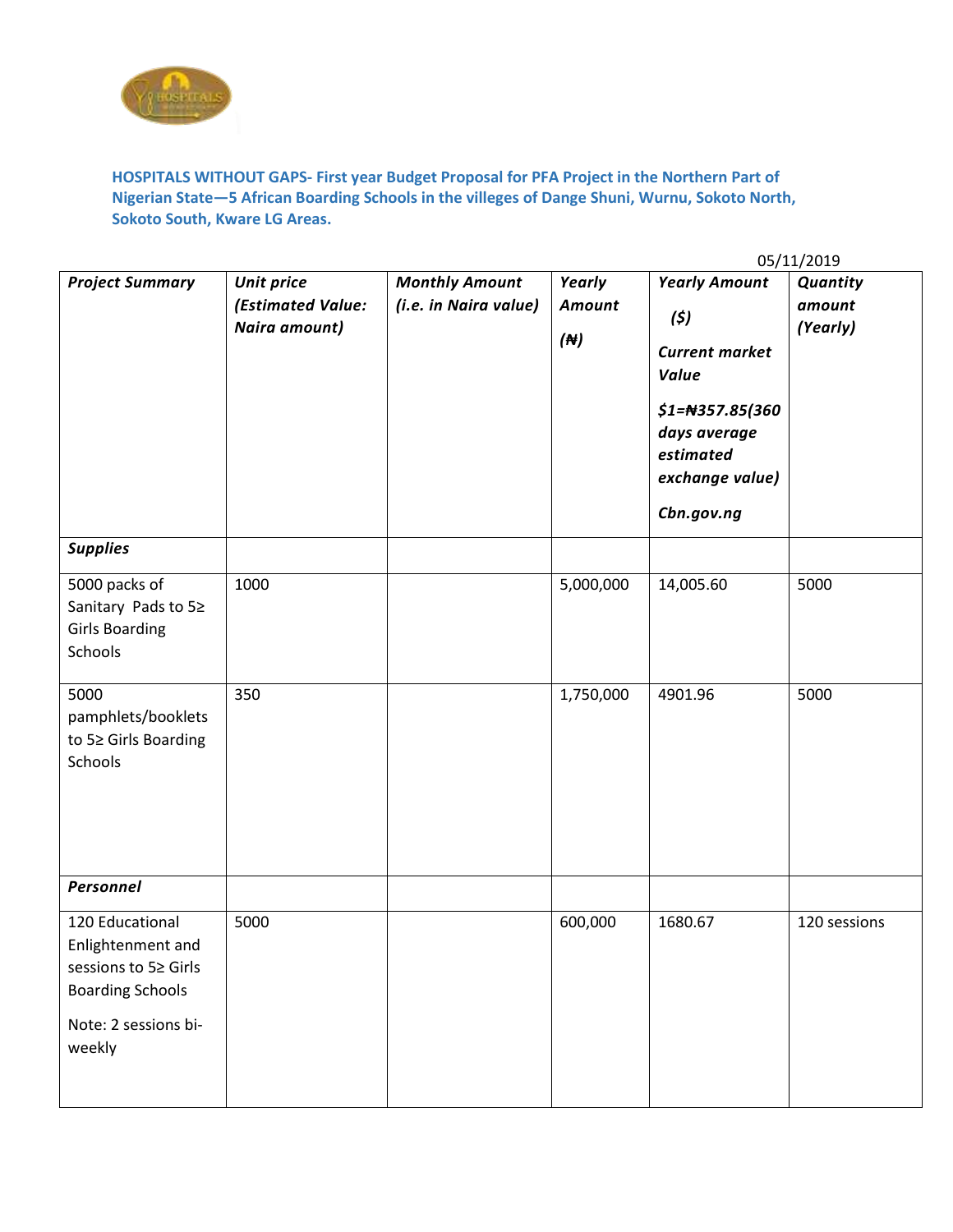**HOSPITALS WITHOUT GAPS- First year Budget Proposal for PFA Project in the Northern Part of Nigerian State—5 African Boarding Schools in the villeges of Dange Shuni, Wurnu, Sokoto North, Sokoto South, Kware LG Areas.**

05/11/2019

| ***Project Summary*** | ***Unit price (Estimated Value: Naira amount)*** | ***Monthly Amount (i.e. in Naira value)*** | ***Yearly Amount (₦)*** | ***Yearly Amount ($) Current market Value $1=₦357.85(360 days average estimated exchange value) Cbn.gov.ng*** | ***Quantity amount (Yearly)*** |
|---|---|---|---|---|---|
| ***Supplies*** | | | | | |
| 5000 packs of Sanitary Pads to 5≥ Girls Boarding Schools | 1000 | | 5,000,000 | 14,005.60 | 5000 |
| 5000 pamphlets/booklets to 5≥ Girls Boarding Schools | 350 | | 1,750,000 | 4901.96 | 5000 |
| ***Personnel*** | | | | | |
| 120 Educational Enlightenment and sessions to 5≥ Girls Boarding Schools<br>Note: 2 sessions bi-weekly | 5000 | | 600,000 | 1680.67 | 120 sessions |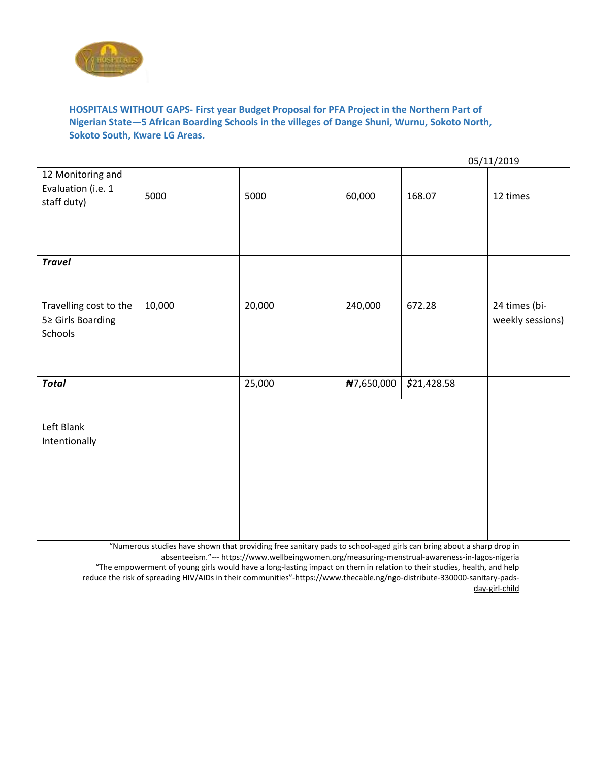**HOSPITALS WITHOUT GAPS- First year Budget Proposal for PFA Project in the Northern Part of Nigerian State—5 African Boarding Schools in the villeges of Dange Shuni, Wurnu, Sokoto North, Sokoto South, Kware LG Areas.**

05/11/2019

| | | | | | |
|---|---|---|---|---|---|
| 12 Monitoring and Evaluation (i.e. 1 staff duty) | 5000 | 5000 | 60,000 | 168.07 | 12 times |
| ***Travel*** | | | | | |
| Travelling cost to the 5≥ Girls Boarding Schools | 10,000 | 20,000 | 240,000 | 672.28 | 24 times (bi-weekly sessions) |
| ***Total*** | | 25,000 | ₦7,650,000 | *$*21,428.58 | |
| Left Blank Intentionally | | | | | |

"Numerous studies have shown that providing free sanitary pads to school-aged girls can bring about a sharp drop in absenteeism."--- https://www.wellbeingwomen.org/measuring-menstrual-awareness-in-lagos-nigeria

"The empowerment of young girls would have a long-lasting impact on them in relation to their studies, health, and help reduce the risk of spreading HIV/AIDs in their communities"-https://www.thecable.ng/ngo-distribute-330000-sanitary-pads-day-girl-child